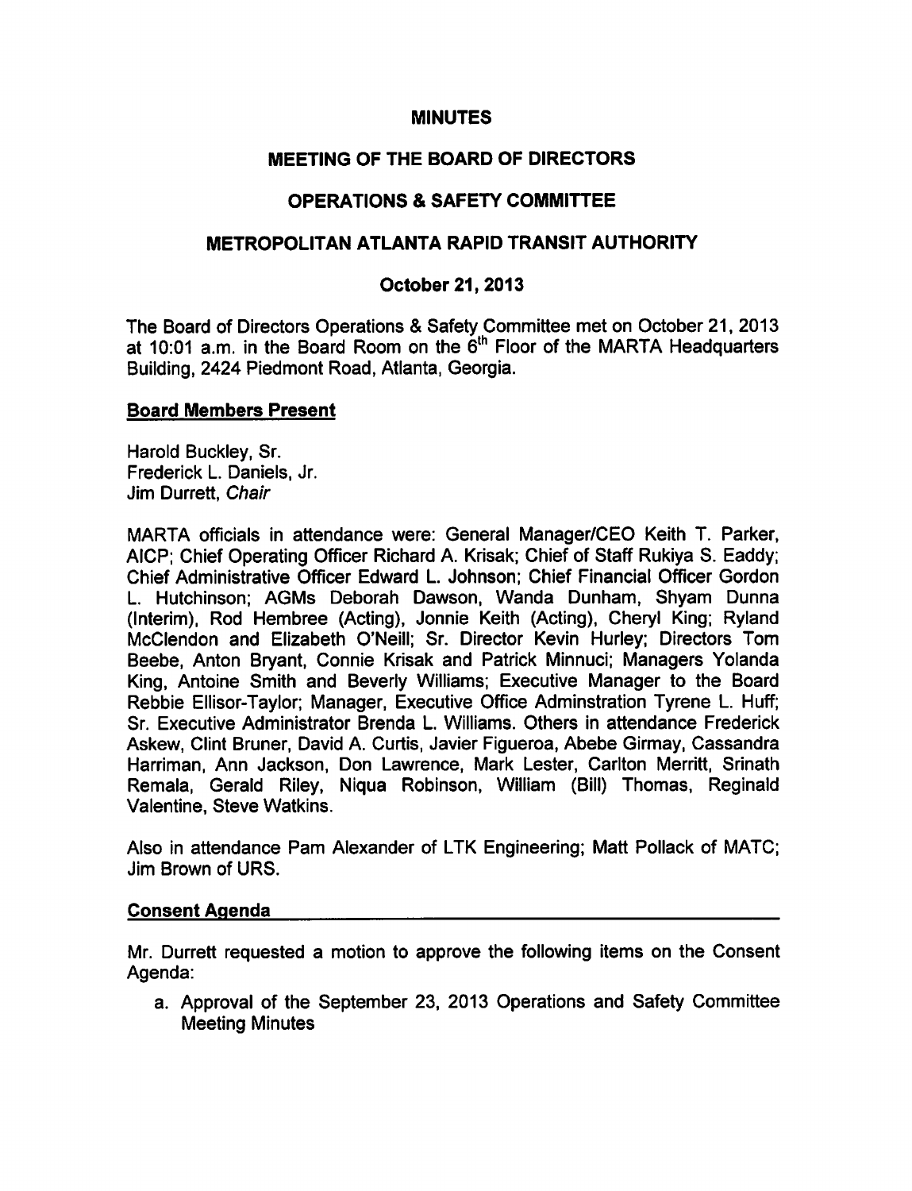# MINUTES

## MEETING OF THE BOARD OF DIRECTORS

## OPERATIONS & SAFETY COMMITTEE

## METROPOLITAN ATLANTA RAPID TRANSIT AUTHORITY

### October 21, 2013

The Board of Directors Operations & Safety Committee met on October 21, 2013 at 10:01 a.m. in the Board Room on the 6th Floor of the MARTA Headquarters Building, 2424 Piedmont Road, Atlanta, Georgia.

**Board Members Present**

Harold Buckley, Sr.
Frederick L. Daniels, Jr.
Jim Durrett, *Chair*

MARTA officials in attendance were: General Manager/CEO Keith T. Parker, AICP; Chief Operating Officer Richard A. Krisak; Chief of Staff Rukiya S. Eaddy; Chief Administrative Officer Edward L. Johnson; Chief Financial Officer Gordon L. Hutchinson; AGMs Deborah Dawson, Wanda Dunham, Shyam Dunna (Interim), Rod Hembree (Acting), Jonnie Keith (Acting), Cheryl King; Ryland McClendon and Elizabeth O'Neill; Sr. Director Kevin Hurley; Directors Tom Beebe, Anton Bryant, Connie Krisak and Patrick Minnuci; Managers Yolanda King, Antoine Smith and Beverly Williams; Executive Manager to the Board Rebbie Ellisor-Taylor; Manager, Executive Office Adminstration Tyrene L. Huff; Sr. Executive Administrator Brenda L. Williams. Others in attendance Frederick Askew, Clint Bruner, David A. Curtis, Javier Figueroa, Abebe Girmay, Cassandra Harriman, Ann Jackson, Don Lawrence, Mark Lester, Carlton Merritt, Srinath Remala, Gerald Riley, Niqua Robinson, William (Bill) Thomas, Reginald Valentine, Steve Watkins.

Also in attendance Pam Alexander of LTK Engineering; Matt Pollack of MATC; Jim Brown of URS.

**Consent Agenda**

Mr. Durrett requested a motion to approve the following items on the Consent Agenda:

a. Approval of the September 23, 2013 Operations and Safety Committee Meeting Minutes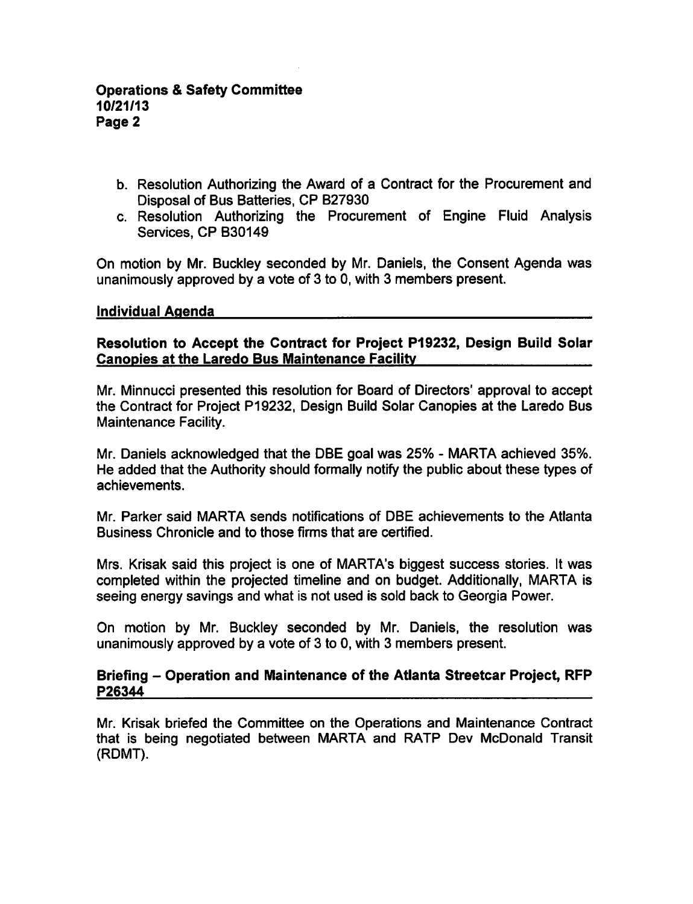b. Resolution Authorizing the Award of a Contract for the Procurement and Disposal of Bus Batteries, CP B27930
c. Resolution Authorizing the Procurement of Engine Fluid Analysis Services, CP B30149

On motion by Mr. Buckley seconded by Mr. Daniels, the Consent Agenda was unanimously approved by a vote of 3 to 0, with 3 members present.

## Individual Agenda

### Resolution to Accept the Contract for Project P19232, Design Build Solar Canopies at the Laredo Bus Maintenance Facility

Mr. Minnucci presented this resolution for Board of Directors' approval to accept the Contract for Project P19232, Design Build Solar Canopies at the Laredo Bus Maintenance Facility.

Mr. Daniels acknowledged that the DBE goal was 25% - MARTA achieved 35%. He added that the Authority should formally notify the public about these types of achievements.

Mr. Parker said MARTA sends notifications of DBE achievements to the Atlanta Business Chronicle and to those firms that are certified.

Mrs. Krisak said this project is one of MARTA's biggest success stories. It was completed within the projected timeline and on budget. Additionally, MARTA is seeing energy savings and what is not used is sold back to Georgia Power.

On motion by Mr. Buckley seconded by Mr. Daniels, the resolution was unanimously approved by a vote of 3 to 0, with 3 members present.

### Briefing – Operation and Maintenance of the Atlanta Streetcar Project, RFP P26344

Mr. Krisak briefed the Committee on the Operations and Maintenance Contract that is being negotiated between MARTA and RATP Dev McDonald Transit (RDMT).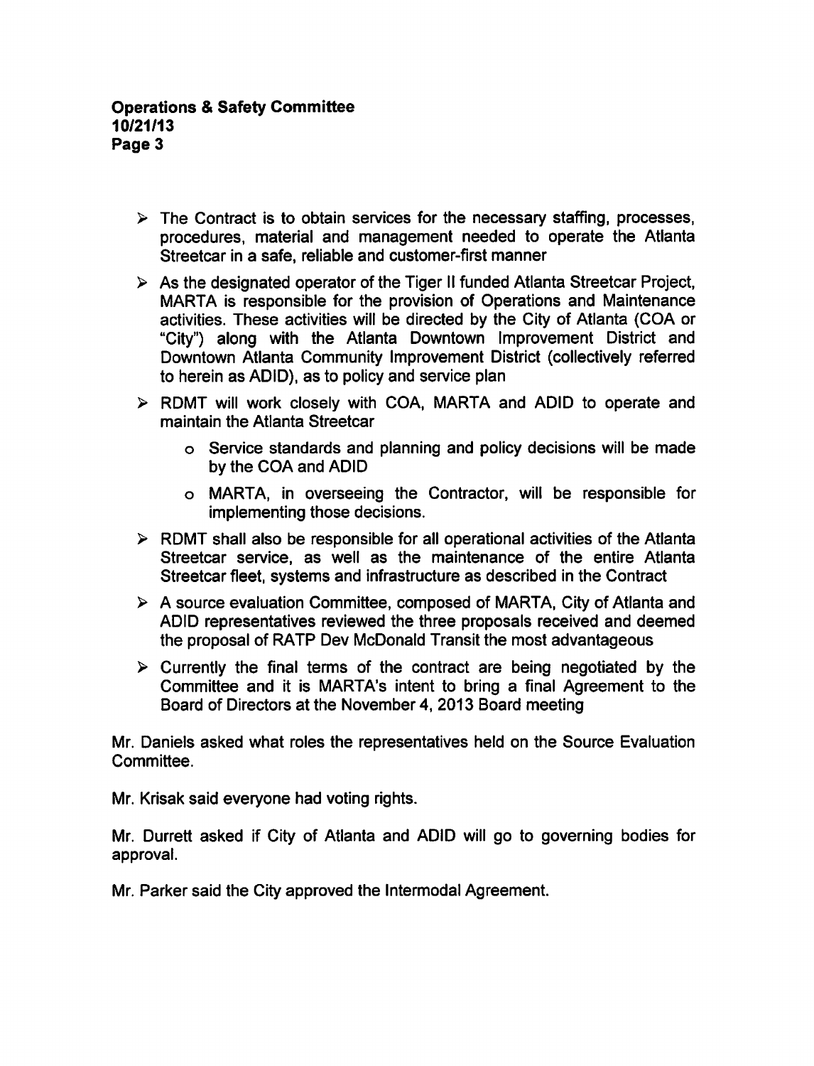- The Contract is to obtain services for the necessary staffing, processes, procedures, material and management needed to operate the Atlanta Streetcar in a safe, reliable and customer-first manner
- As the designated operator of the Tiger II funded Atlanta Streetcar Project, MARTA is responsible for the provision of Operations and Maintenance activities. These activities will be directed by the City of Atlanta (COA or "City") along with the Atlanta Downtown Improvement District and Downtown Atlanta Community Improvement District (collectively referred to herein as ADID), as to policy and service plan
- RDMT will work closely with COA, MARTA and ADID to operate and maintain the Atlanta Streetcar
    - Service standards and planning and policy decisions will be made by the COA and ADID
    - MARTA, in overseeing the Contractor, will be responsible for implementing those decisions.
- RDMT shall also be responsible for all operational activities of the Atlanta Streetcar service, as well as the maintenance of the entire Atlanta Streetcar fleet, systems and infrastructure as described in the Contract
- A source evaluation Committee, composed of MARTA, City of Atlanta and ADID representatives reviewed the three proposals received and deemed the proposal of RATP Dev McDonald Transit the most advantageous
- Currently the final terms of the contract are being negotiated by the Committee and it is MARTA's intent to bring a final Agreement to the Board of Directors at the November 4, 2013 Board meeting

Mr. Daniels asked what roles the representatives held on the Source Evaluation Committee.

Mr. Krisak said everyone had voting rights.

Mr. Durrett asked if City of Atlanta and ADID will go to governing bodies for approval.

Mr. Parker said the City approved the Intermodal Agreement.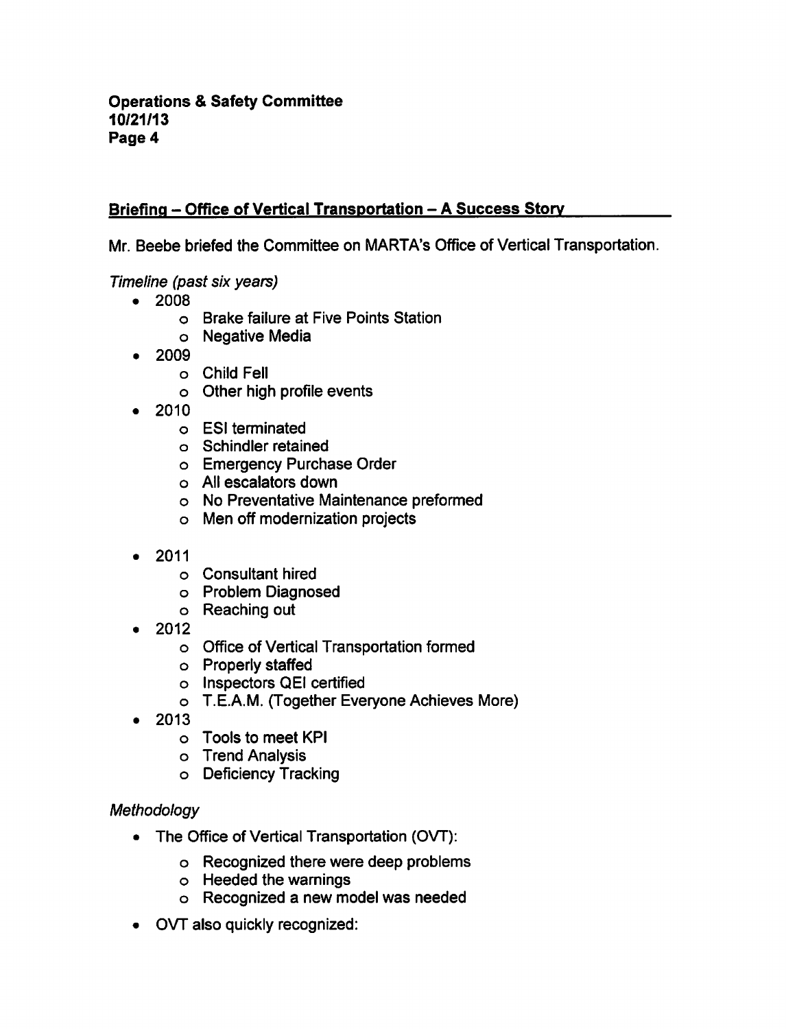## Briefing – Office of Vertical Transportation – A Success Story

Mr. Beebe briefed the Committee on MARTA's Office of Vertical Transportation.

*Timeline (past six years)*

- 2008
  - Brake failure at Five Points Station
  - Negative Media
- 2009
  - Child Fell
  - Other high profile events
- 2010
  - ESI terminated
  - Schindler retained
  - Emergency Purchase Order
  - All escalators down
  - No Preventative Maintenance preformed
  - Men off modernization projects
- 2011
  - Consultant hired
  - Problem Diagnosed
  - Reaching out
- 2012
  - Office of Vertical Transportation formed
  - Properly staffed
  - Inspectors QEI certified
  - T.E.A.M. (Together Everyone Achieves More)
- 2013
  - Tools to meet KPI
  - Trend Analysis
  - Deficiency Tracking

*Methodology*

- The Office of Vertical Transportation (OVT):
  - Recognized there were deep problems
  - Heeded the warnings
  - Recognized a new model was needed
- OVT also quickly recognized: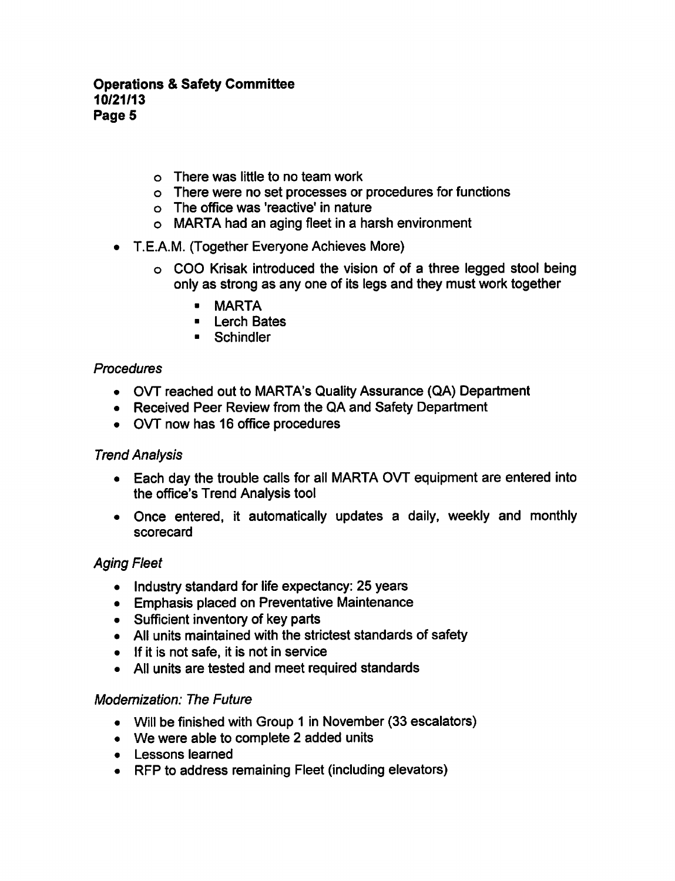- There was little to no team work
  - There were no set processes or procedures for functions
  - The office was 'reactive' in nature
  - MARTA had an aging fleet in a harsh environment
- T.E.A.M. (Together Everyone Achieves More)
  - COO Krisak introduced the vision of of a three legged stool being only as strong as any one of its legs and they must work together
    - MARTA
    - Lerch Bates
    - Schindler

*Procedures*

- OVT reached out to MARTA's Quality Assurance (QA) Department
- Received Peer Review from the QA and Safety Department
- OVT now has 16 office procedures

*Trend Analysis*

- Each day the trouble calls for all MARTA OVT equipment are entered into the office's Trend Analysis tool
- Once entered, it automatically updates a daily, weekly and monthly scorecard

*Aging Fleet*

- Industry standard for life expectancy: 25 years
- Emphasis placed on Preventative Maintenance
- Sufficient inventory of key parts
- All units maintained with the strictest standards of safety
- If it is not safe, it is not in service
- All units are tested and meet required standards

*Modernization: The Future*

- Will be finished with Group 1 in November (33 escalators)
- We were able to complete 2 added units
- Lessons learned
- RFP to address remaining Fleet (including elevators)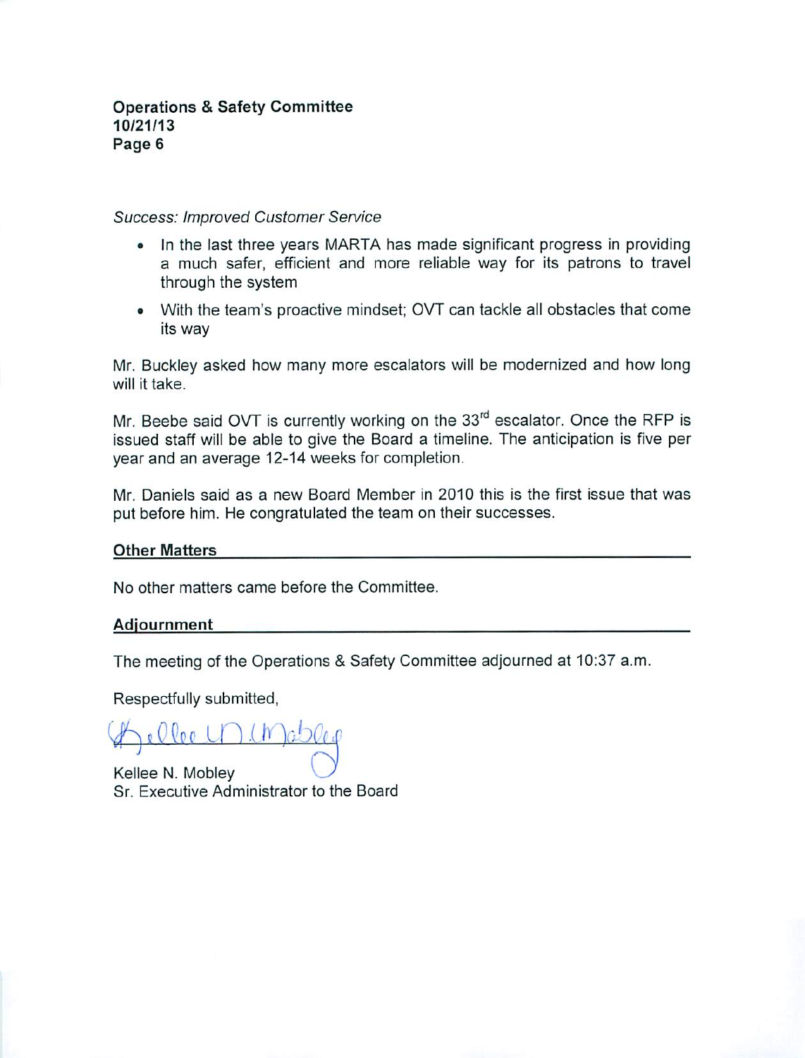*Success: Improved Customer Service*

- In the last three years MARTA has made significant progress in providing a much safer, efficient and more reliable way for its patrons to travel through the system
- With the team's proactive mindset; OVT can tackle all obstacles that come its way

Mr. Buckley asked how many more escalators will be modernized and how long will it take.

Mr. Beebe said OVT is currently working on the 33rd escalator. Once the RFP is issued staff will be able to give the Board a timeline. The anticipation is five per year and an average 12-14 weeks for completion.

Mr. Daniels said as a new Board Member in 2010 this is the first issue that was put before him. He congratulated the team on their successes.

## Other Matters

No other matters came before the Committee.

## Adjournment

The meeting of the Operations & Safety Committee adjourned at 10:37 a.m.

Respectfully submitted,

Kellee N. Mobley
Sr. Executive Administrator to the Board